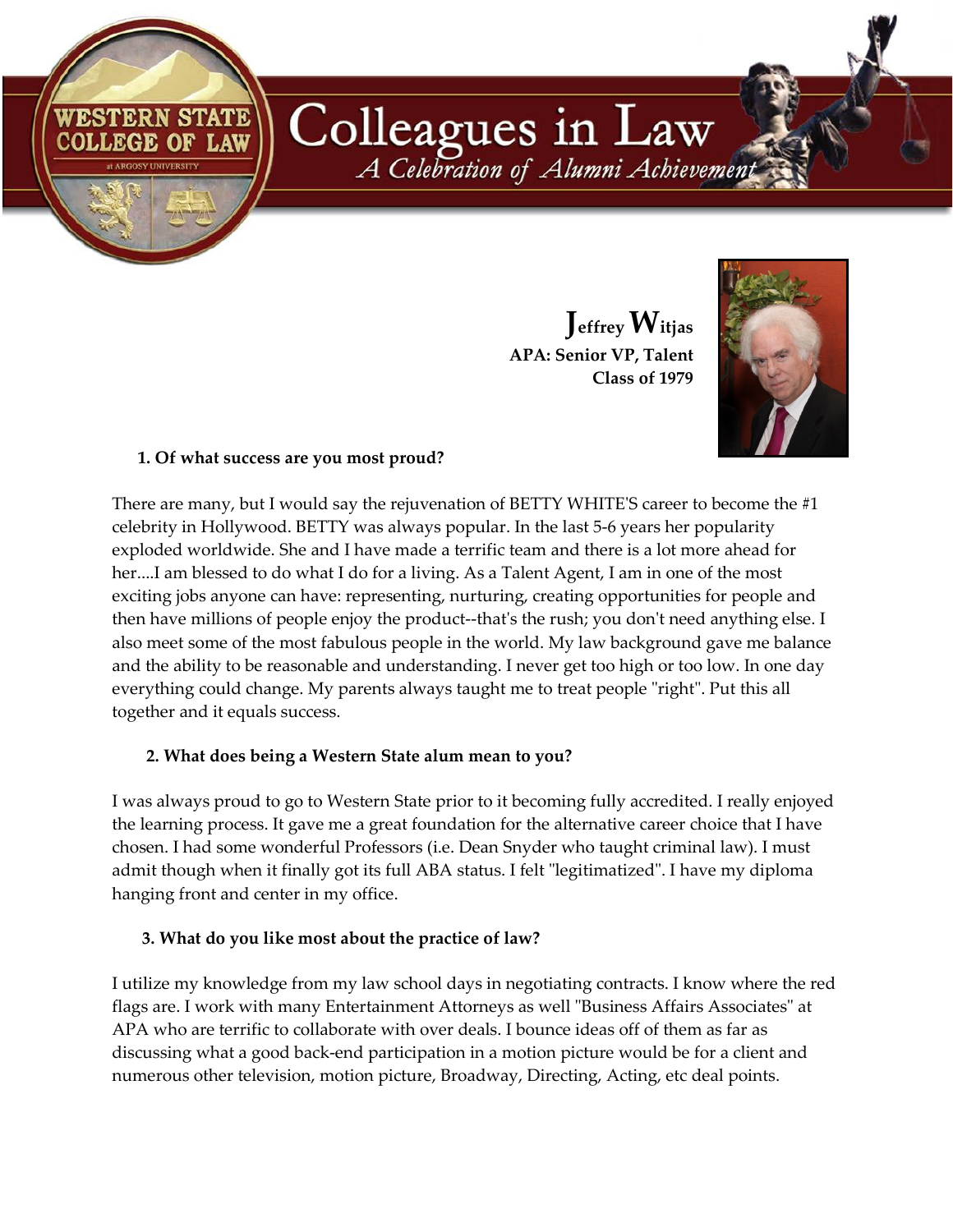# Colleagues in Law

*A Celebration of Alumni Achievement*

**Jeffrey Witjas**
**APA: Senior VP, Talent**
**Class of 1979**

### 1. Of what success are you most proud?

There are many, but I would say the rejuvenation of BETTY WHITE'S career to become the #1 celebrity in Hollywood. BETTY was always popular. In the last 5-6 years her popularity exploded worldwide. She and I have made a terrific team and there is a lot more ahead for her....I am blessed to do what I do for a living. As a Talent Agent, I am in one of the most exciting jobs anyone can have: representing, nurturing, creating opportunities for people and then have millions of people enjoy the product--that's the rush; you don't need anything else. I also meet some of the most fabulous people in the world. My law background gave me balance and the ability to be reasonable and understanding. I never get too high or too low. In one day everything could change. My parents always taught me to treat people "right". Put this all together and it equals success.

### 2. What does being a Western State alum mean to you?

I was always proud to go to Western State prior to it becoming fully accredited. I really enjoyed the learning process. It gave me a great foundation for the alternative career choice that I have chosen. I had some wonderful Professors (i.e. Dean Snyder who taught criminal law). I must admit though when it finally got its full ABA status. I felt "legitimatized". I have my diploma hanging front and center in my office.

### 3. What do you like most about the practice of law?

I utilize my knowledge from my law school days in negotiating contracts. I know where the red flags are. I work with many Entertainment Attorneys as well "Business Affairs Associates" at APA who are terrific to collaborate with over deals. I bounce ideas off of them as far as discussing what a good back-end participation in a motion picture would be for a client and numerous other television, motion picture, Broadway, Directing, Acting, etc deal points.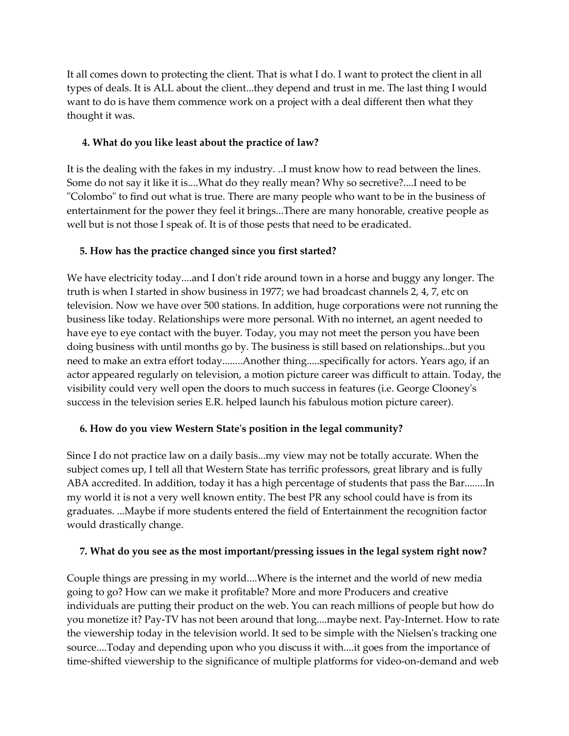It all comes down to protecting the client. That is what I do. I want to protect the client in all types of deals. It is ALL about the client...they depend and trust in me. The last thing I would want to do is have them commence work on a project with a deal different then what they thought it was.

**4. What do you like least about the practice of law?**

It is the dealing with the fakes in my industry. ..I must know how to read between the lines. Some do not say it like it is....What do they really mean? Why so secretive?....I need to be "Colombo" to find out what is true. There are many people who want to be in the business of entertainment for the power they feel it brings...There are many honorable, creative people as well but is not those I speak of. It is of those pests that need to be eradicated.

**5. How has the practice changed since you first started?**

We have electricity today....and I don't ride around town in a horse and buggy any longer. The truth is when I started in show business in 1977; we had broadcast channels 2, 4, 7, etc on television. Now we have over 500 stations. In addition, huge corporations were not running the business like today. Relationships were more personal. With no internet, an agent needed to have eye to eye contact with the buyer. Today, you may not meet the person you have been doing business with until months go by. The business is still based on relationships...but you need to make an extra effort today........Another thing.....specifically for actors. Years ago, if an actor appeared regularly on television, a motion picture career was difficult to attain. Today, the visibility could very well open the doors to much success in features (i.e. George Clooney's success in the television series E.R. helped launch his fabulous motion picture career).

**6. How do you view Western State's position in the legal community?**

Since I do not practice law on a daily basis...my view may not be totally accurate. When the subject comes up, I tell all that Western State has terrific professors, great library and is fully ABA accredited. In addition, today it has a high percentage of students that pass the Bar........In my world it is not a very well known entity. The best PR any school could have is from its graduates. ...Maybe if more students entered the field of Entertainment the recognition factor would drastically change.

**7. What do you see as the most important/pressing issues in the legal system right now?**

Couple things are pressing in my world....Where is the internet and the world of new media going to go? How can we make it profitable? More and more Producers and creative individuals are putting their product on the web. You can reach millions of people but how do you monetize it? Pay-TV has not been around that long....maybe next. Pay-Internet. How to rate the viewership today in the television world. It sed to be simple with the Nielsen's tracking one source....Today and depending upon who you discuss it with....it goes from the importance of time-shifted viewership to the significance of multiple platforms for video-on-demand and web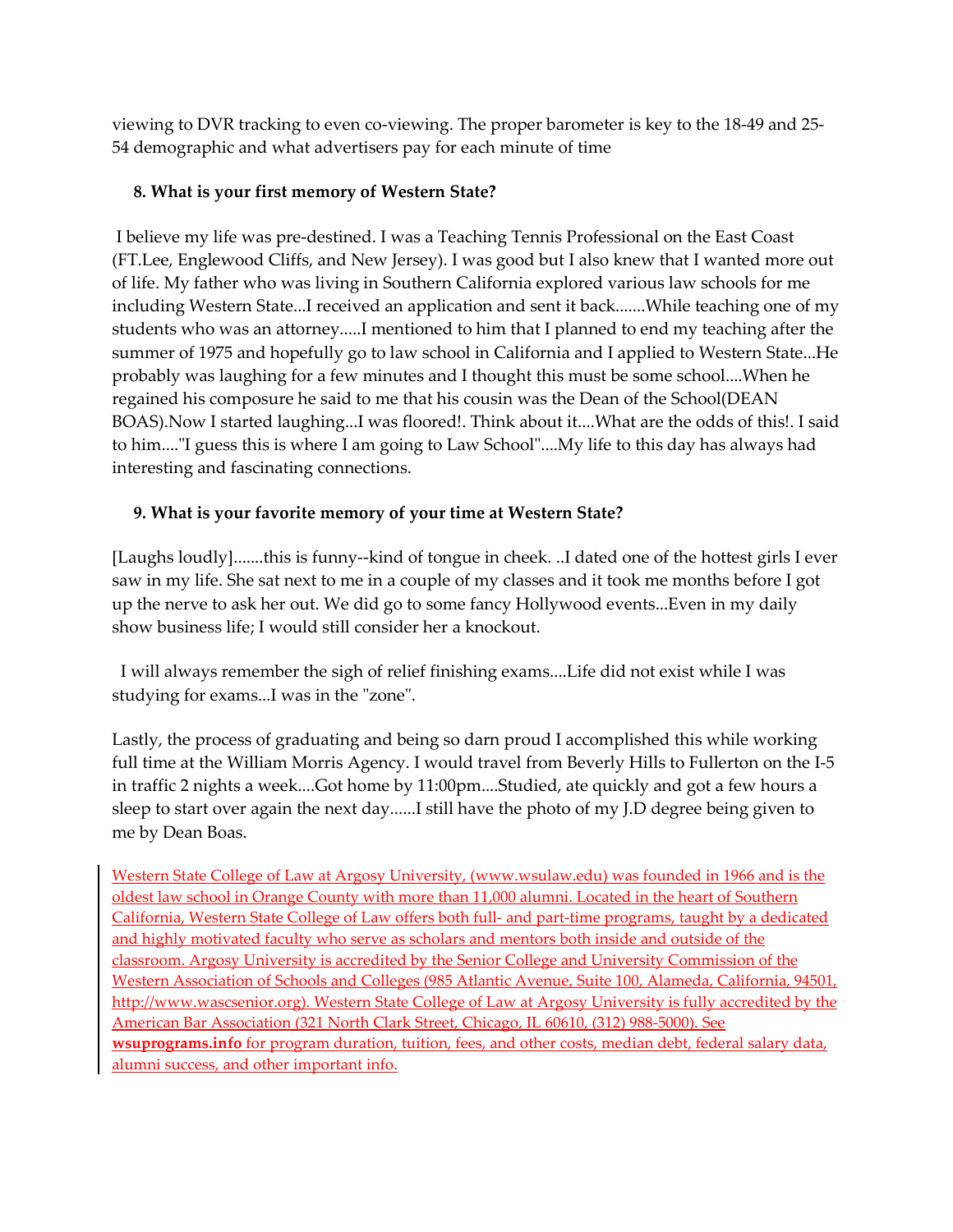viewing to DVR tracking to even co-viewing. The proper barometer is key to the 18-49 and 25-54 demographic and what advertisers pay for each minute of time

**8. What is your first memory of Western State?**

I believe my life was pre-destined. I was a Teaching Tennis Professional on the East Coast (FT.Lee, Englewood Cliffs, and New Jersey). I was good but I also knew that I wanted more out of life. My father who was living in Southern California explored various law schools for me including Western State...I received an application and sent it back.......While teaching one of my students who was an attorney.....I mentioned to him that I planned to end my teaching after the summer of 1975 and hopefully go to law school in California and I applied to Western State...He probably was laughing for a few minutes and I thought this must be some school....When he regained his composure he said to me that his cousin was the Dean of the School(DEAN BOAS).Now I started laughing...I was floored!. Think about it....What are the odds of this!. I said to him...."I guess this is where I am going to Law School"....My life to this day has always had interesting and fascinating connections.

**9. What is your favorite memory of your time at Western State?**

[Laughs loudly].......this is funny--kind of tongue in cheek. ..I dated one of the hottest girls I ever saw in my life. She sat next to me in a couple of my classes and it took me months before I got up the nerve to ask her out. We did go to some fancy Hollywood events...Even in my daily show business life; I would still consider her a knockout.

I will always remember the sigh of relief finishing exams....Life did not exist while I was studying for exams...I was in the "zone".

Lastly, the process of graduating and being so darn proud I accomplished this while working full time at the William Morris Agency. I would travel from Beverly Hills to Fullerton on the I-5 in traffic 2 nights a week....Got home by 11:00pm....Studied, ate quickly and got a few hours a sleep to start over again the next day......I still have the photo of my J.D degree being given to me by Dean Boas.

Western State College of Law at Argosy University, (www.wsulaw.edu) was founded in 1966 and is the oldest law school in Orange County with more than 11,000 alumni. Located in the heart of Southern California, Western State College of Law offers both full- and part-time programs, taught by a dedicated and highly motivated faculty who serve as scholars and mentors both inside and outside of the classroom. Argosy University is accredited by the Senior College and University Commission of the Western Association of Schools and Colleges (985 Atlantic Avenue, Suite 100, Alameda, California, 94501, http://www.wascsenior.org). Western State College of Law at Argosy University is fully accredited by the American Bar Association (321 North Clark Street, Chicago, IL 60610, (312) 988-5000). See **wsuprograms.info** for program duration, tuition, fees, and other costs, median debt, federal salary data, alumni success, and other important info.